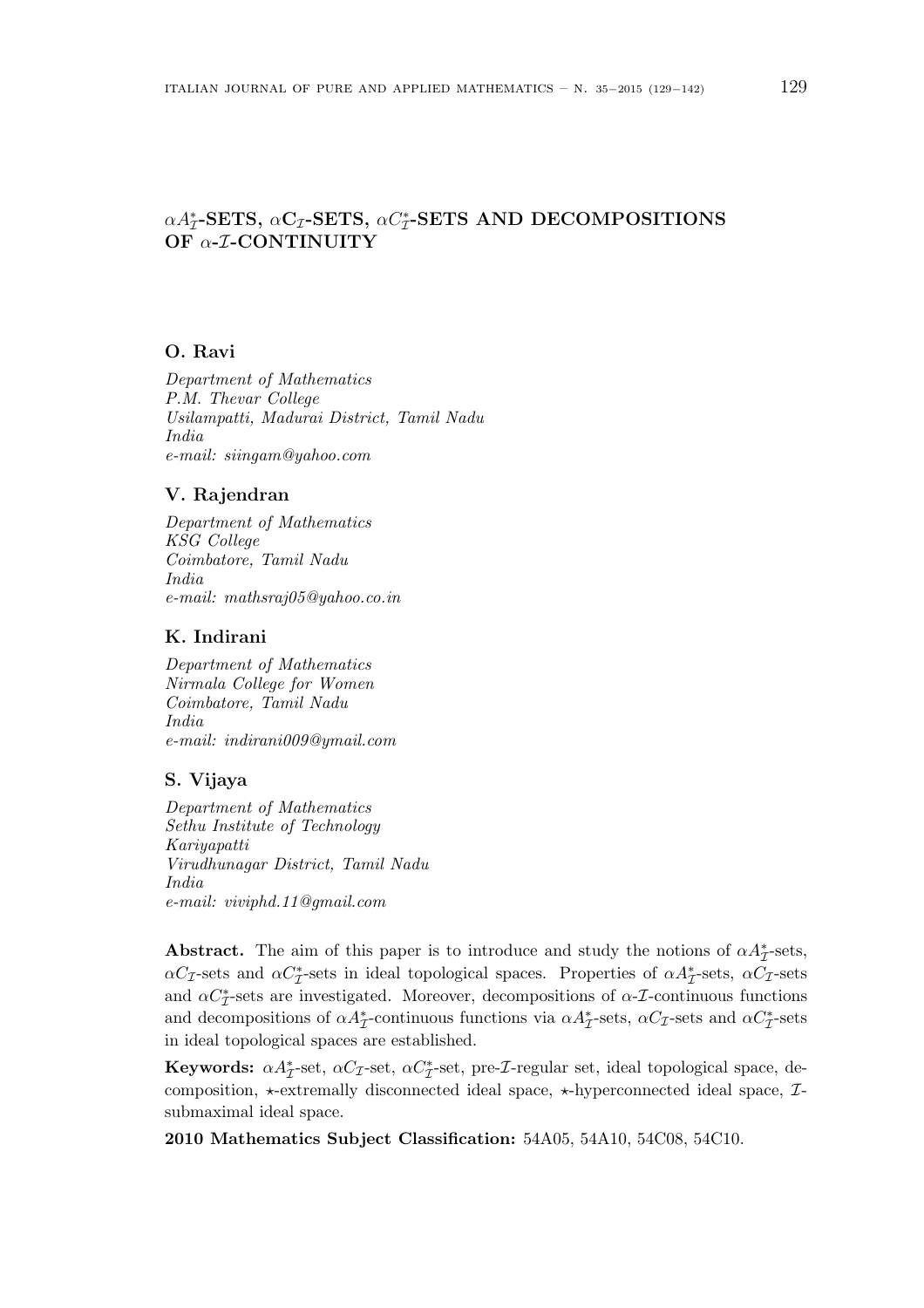# $\alpha A_{\mathcal{I}}^*$-SETS, $\alpha C_{\mathcal{I}}$-SETS, $\alpha C_{\mathcal{I}}^*$-SETS AND DECOMPOSITIONS OF $\alpha$-$\mathcal{I}$-CONTINUITY

**O. Ravi**

*Department of Mathematics*
*P.M. Thevar College*
*Usilampatti, Madurai District, Tamil Nadu*
*India*
*e-mail: siingam@yahoo.com*

**V. Rajendran**

*Department of Mathematics*
*KSG College*
*Coimbatore, Tamil Nadu*
*India*
*e-mail: mathsraj05@yahoo.co.in*

**K. Indirani**

*Department of Mathematics*
*Nirmala College for Women*
*Coimbatore, Tamil Nadu*
*India*
*e-mail: indirani009@ymail.com*

**S. Vijaya**

*Department of Mathematics*
*Sethu Institute of Technology*
*Kariyapatti*
*Virudhunagar District, Tamil Nadu*
*India*
*e-mail: viviphd.11@gmail.com*

**Abstract.** The aim of this paper is to introduce and study the notions of $\alpha A_{\mathcal{I}}^*$-sets, $\alpha C_{\mathcal{I}}$-sets and $\alpha C_{\mathcal{I}}^*$-sets in ideal topological spaces. Properties of $\alpha A_{\mathcal{I}}^*$-sets, $\alpha C_{\mathcal{I}}$-sets and $\alpha C_{\mathcal{I}}^*$-sets are investigated. Moreover, decompositions of $\alpha$-$\mathcal{I}$-continuous functions and decompositions of $\alpha A_{\mathcal{I}}^*$-continuous functions via $\alpha A_{\mathcal{I}}^*$-sets, $\alpha C_{\mathcal{I}}$-sets and $\alpha C_{\mathcal{I}}^*$-sets in ideal topological spaces are established.

**Keywords:** $\alpha A_{\mathcal{I}}^*$-set, $\alpha C_{\mathcal{I}}$-set, $\alpha C_{\mathcal{I}}^*$-set, pre-$\mathcal{I}$-regular set, ideal topological space, decomposition, $\star$-extremally disconnected ideal space, $\star$-hyperconnected ideal space, $\mathcal{I}$-submaximal ideal space.

**2010 Mathematics Subject Classification:** 54A05, 54A10, 54C08, 54C10.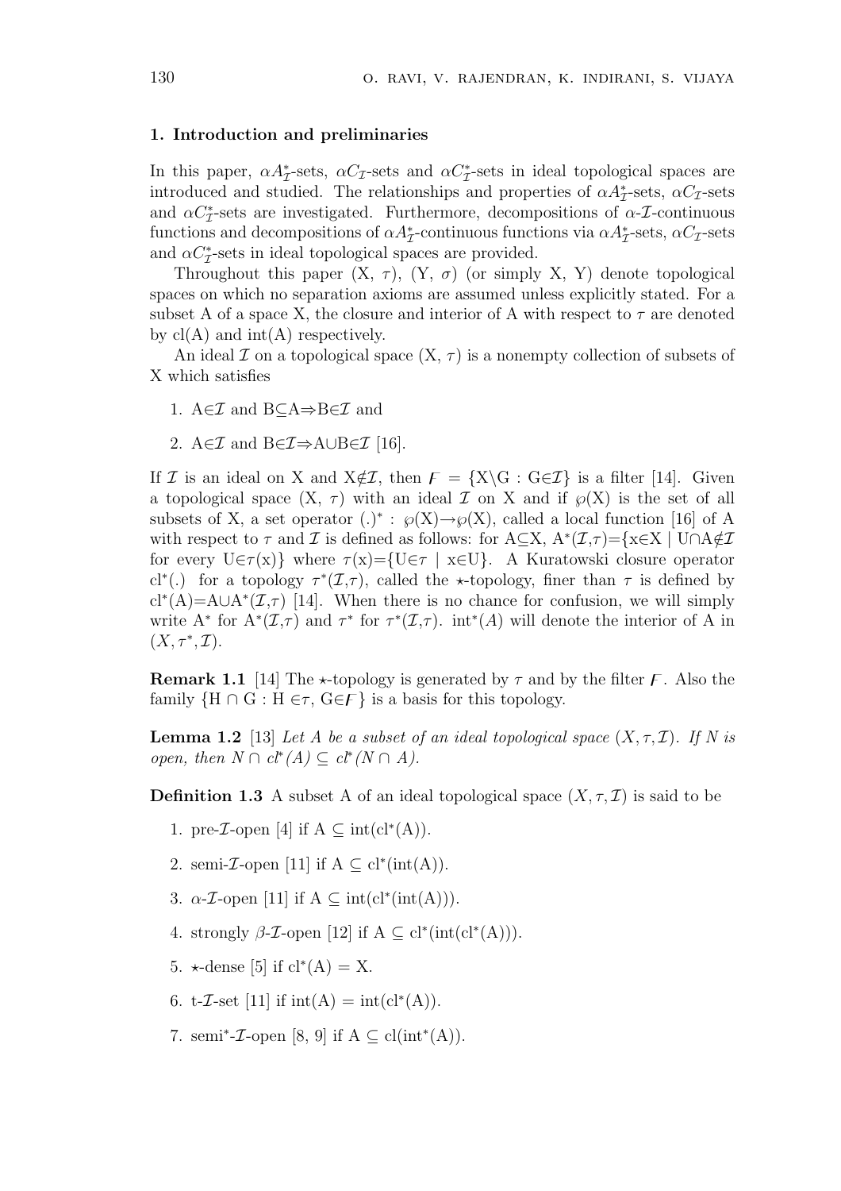## 1. Introduction and preliminaries

In this paper, $\alpha A^*_{\mathcal{I}}$-sets, $\alpha C_{\mathcal{I}}$-sets and $\alpha C^*_{\mathcal{I}}$-sets in ideal topological spaces are introduced and studied. The relationships and properties of $\alpha A^*_{\mathcal{I}}$-sets, $\alpha C_{\mathcal{I}}$-sets and $\alpha C^*_{\mathcal{I}}$-sets are investigated. Furthermore, decompositions of $\alpha$-$\mathcal{I}$-continuous functions and decompositions of $\alpha A^*_{\mathcal{I}}$-continuous functions via $\alpha A^*_{\mathcal{I}}$-sets, $\alpha C_{\mathcal{I}}$-sets and $\alpha C^*_{\mathcal{I}}$-sets in ideal topological spaces are provided.

Throughout this paper (X, $\tau$), (Y, $\sigma$) (or simply X, Y) denote topological spaces on which no separation axioms are assumed unless explicitly stated. For a subset A of a space X, the closure and interior of A with respect to $\tau$ are denoted by cl(A) and int(A) respectively.

An ideal $\mathcal{I}$ on a topological space (X, $\tau$) is a nonempty collection of subsets of X which satisfies

1. A$\in\mathcal{I}$ and B$\subseteq$A$\Rightarrow$B$\in\mathcal{I}$ and
2. A$\in\mathcal{I}$ and B$\in\mathcal{I}\Rightarrow$A$\cup$B$\in\mathcal{I}$ [16].

If $\mathcal{I}$ is an ideal on X and X$\notin\mathcal{I}$, then $\digamma$ = {X\G : G$\in\mathcal{I}$} is a filter [14]. Given a topological space (X, $\tau$) with an ideal $\mathcal{I}$ on X and if $\wp$(X) is the set of all subsets of X, a set operator $(.)^*$ : $\wp$(X)$\rightarrow\wp$(X), called a local function [16] of A with respect to $\tau$ and $\mathcal{I}$ is defined as follows: for A$\subseteq$X, $A^*(\mathcal{I},\tau)$={x$\in$X | U$\cap$A$\notin\mathcal{I}$ for every U$\in\tau$(x)} where $\tau$(x)={U$\in\tau$ | x$\in$U}. A Kuratowski closure operator $cl^*(.)$ for a topology $\tau^*(\mathcal{I},\tau)$, called the $\star$-topology, finer than $\tau$ is defined by $cl^*(A)=A\cup A^*(\mathcal{I},\tau)$ [14]. When there is no chance for confusion, we will simply write $A^*$ for $A^*(\mathcal{I},\tau)$ and $\tau^*$ for $\tau^*(\mathcal{I},\tau)$. $int^*(A)$ will denote the interior of A in $(X, \tau^*, \mathcal{I})$.

**Remark 1.1** [14] The $\star$-topology is generated by $\tau$ and by the filter $\digamma$. Also the family {H $\cap$ G : H $\in\tau$, G$\in\digamma$} is a basis for this topology.

**Lemma 1.2** [13] *Let A be a subset of an ideal topological space $(X, \tau, \mathcal{I})$. If N is open, then $N \cap cl^*(A) \subseteq cl^*(N \cap A)$.*

**Definition 1.3** A subset A of an ideal topological space $(X, \tau, \mathcal{I})$ is said to be

1. pre-$\mathcal{I}$-open [4] if A $\subseteq$ int($cl^*$(A)).
2. semi-$\mathcal{I}$-open [11] if A $\subseteq$ $cl^*$(int(A)).
3. $\alpha$-$\mathcal{I}$-open [11] if A $\subseteq$ int($cl^*$(int(A))).
4. strongly $\beta$-$\mathcal{I}$-open [12] if A $\subseteq$ $cl^*$(int($cl^*$(A))).
5. $\star$-dense [5] if $cl^*$(A) = X.
6. t-$\mathcal{I}$-set [11] if int(A) = int($cl^*$(A)).
7. semi$^*$-$\mathcal{I}$-open [8, 9] if A $\subseteq$ cl($int^*$(A)).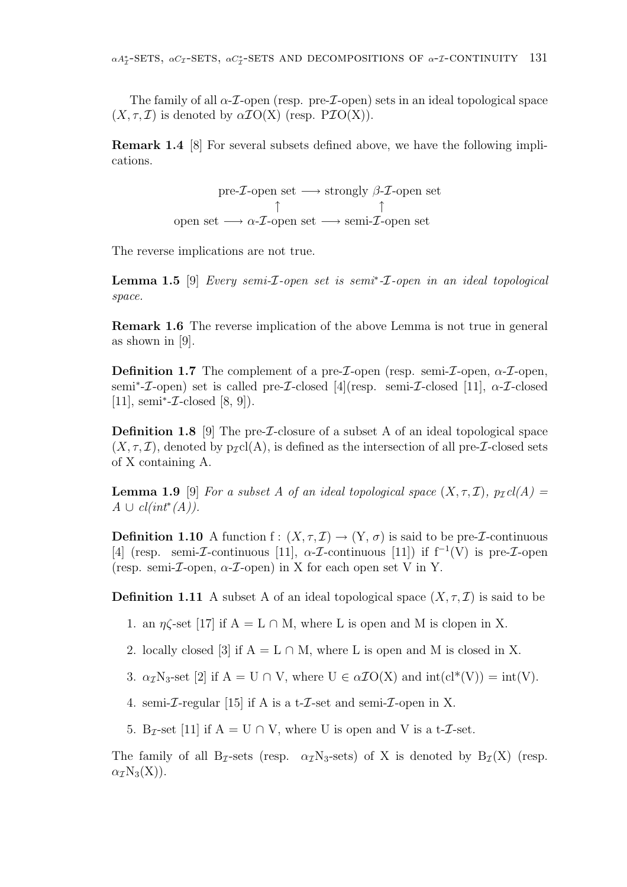The family of all $\alpha$-$\mathcal{I}$-open (resp. pre-$\mathcal{I}$-open) sets in an ideal topological space $(X, \tau, \mathcal{I})$ is denoted by $\alpha\mathcal{I}O(X)$ (resp. $P\mathcal{I}O(X)$).

**Remark 1.4** [8] For several subsets defined above, we have the following implications.

$$\begin{array}{ccccc} & & \text{pre-}\mathcal{I}\text{-open set} & \longrightarrow & \text{strongly } \beta\text{-}\mathcal{I}\text{-open set} \\ & & \uparrow & & \uparrow \\ \text{open set} & \longrightarrow & \alpha\text{-}\mathcal{I}\text{-open set} & \longrightarrow & \text{semi-}\mathcal{I}\text{-open set} \end{array}$$

The reverse implications are not true.

**Lemma 1.5** [9] *Every semi-$\mathcal{I}$-open set is semi*$^*$*-$\mathcal{I}$-open in an ideal topological space.*

**Remark 1.6** The reverse implication of the above Lemma is not true in general as shown in [9].

**Definition 1.7** The complement of a pre-$\mathcal{I}$-open (resp. semi-$\mathcal{I}$-open, $\alpha$-$\mathcal{I}$-open, semi$^*$-$\mathcal{I}$-open) set is called pre-$\mathcal{I}$-closed [4](resp. semi-$\mathcal{I}$-closed [11], $\alpha$-$\mathcal{I}$-closed [11], semi$^*$-$\mathcal{I}$-closed [8, 9]).

**Definition 1.8** [9] The pre-$\mathcal{I}$-closure of a subset A of an ideal topological space $(X, \tau, \mathcal{I})$, denoted by $p_{\mathcal{I}}cl(A)$, is defined as the intersection of all pre-$\mathcal{I}$-closed sets of X containing A.

**Lemma 1.9** [9] *For a subset A of an ideal topological space $(X, \tau, \mathcal{I})$, $p_{\mathcal{I}}cl(A) = A \cup cl(int^*(A))$.*

**Definition 1.10** A function $f : (X, \tau, \mathcal{I}) \to (Y, \sigma)$ is said to be pre-$\mathcal{I}$-continuous [4] (resp. semi-$\mathcal{I}$-continuous [11], $\alpha$-$\mathcal{I}$-continuous [11]) if $f^{-1}(V)$ is pre-$\mathcal{I}$-open (resp. semi-$\mathcal{I}$-open, $\alpha$-$\mathcal{I}$-open) in X for each open set V in Y.

**Definition 1.11** A subset A of an ideal topological space $(X, \tau, \mathcal{I})$ is said to be

1. an $\eta\zeta$-set [17] if $A = L \cap M$, where L is open and M is clopen in X.
2. locally closed [3] if $A = L \cap M$, where L is open and M is closed in X.
3. $\alpha_{\mathcal{I}}N_3$-set [2] if $A = U \cap V$, where $U \in \alpha\mathcal{I}O(X)$ and $int(cl^*(V)) = int(V)$.
4. semi-$\mathcal{I}$-regular [15] if A is a t-$\mathcal{I}$-set and semi-$\mathcal{I}$-open in X.
5. $B_{\mathcal{I}}$-set [11] if $A = U \cap V$, where U is open and V is a t-$\mathcal{I}$-set.

The family of all $B_{\mathcal{I}}$-sets (resp. $\alpha_{\mathcal{I}}N_3$-sets) of X is denoted by $B_{\mathcal{I}}(X)$ (resp. $\alpha_{\mathcal{I}}N_3(X)$).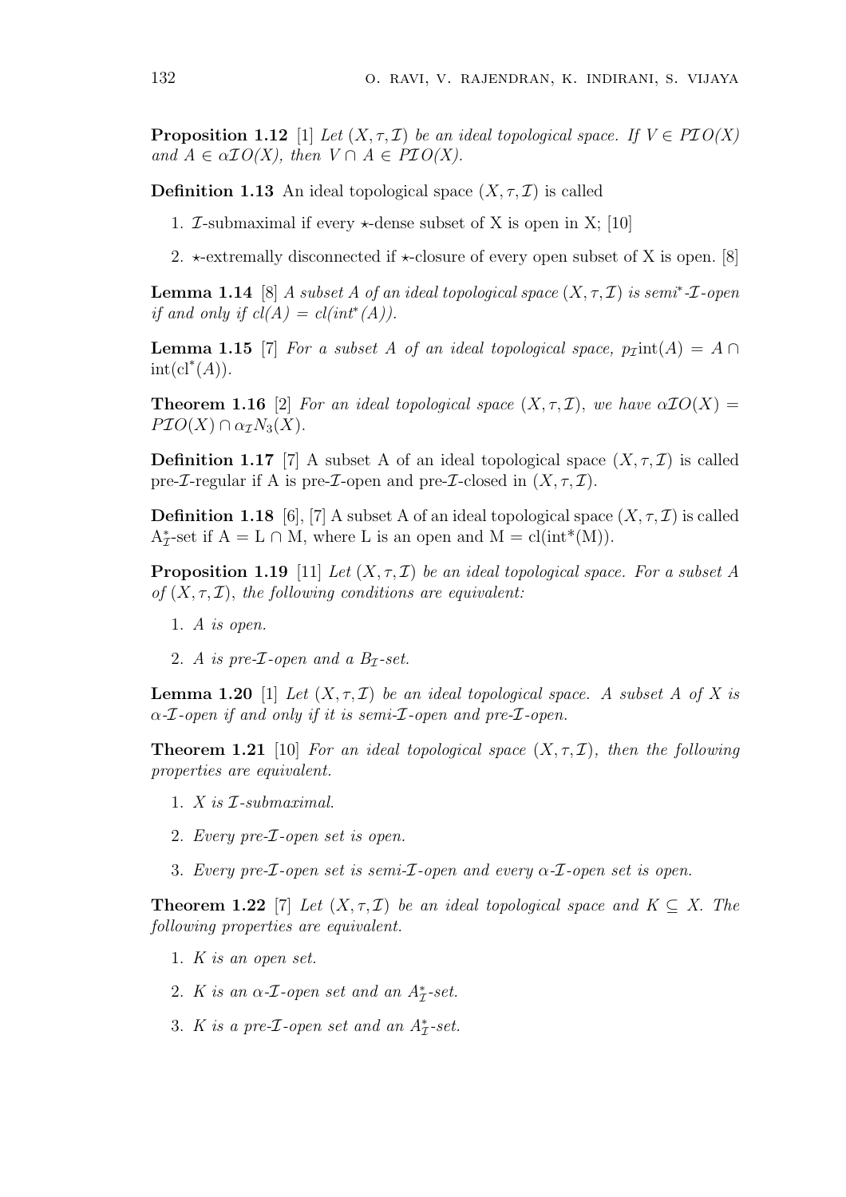**Proposition 1.12** [1] *Let $(X, \tau, \mathcal{I})$ be an ideal topological space. If $V \in P\mathcal{I}O(X)$ and $A \in \alpha\mathcal{I}O(X)$, then $V \cap A \in P\mathcal{I}O(X)$.*

**Definition 1.13** An ideal topological space $(X, \tau, \mathcal{I})$ is called

1. $\mathcal{I}$-submaximal if every $\star$-dense subset of X is open in X; [10]
2. $\star$-extremally disconnected if $\star$-closure of every open subset of X is open. [8]

**Lemma 1.14** [8] *A subset A of an ideal topological space $(X, \tau, \mathcal{I})$ is semi$^*$-$\mathcal{I}$-open if and only if $cl(A) = cl(int^*(A))$.*

**Lemma 1.15** [7] *For a subset A of an ideal topological space, $p_{\mathcal{I}}\text{int}(A) = A \cap \text{int}(\text{cl}^*(A))$.*

**Theorem 1.16** [2] *For an ideal topological space $(X, \tau, \mathcal{I})$, we have $\alpha\mathcal{I}O(X) = P\mathcal{I}O(X) \cap \alpha_{\mathcal{I}}N_3(X)$.*

**Definition 1.17** [7] A subset A of an ideal topological space $(X, \tau, \mathcal{I})$ is called pre-$\mathcal{I}$-regular if A is pre-$\mathcal{I}$-open and pre-$\mathcal{I}$-closed in $(X, \tau, \mathcal{I})$.

**Definition 1.18** [6], [7] A subset A of an ideal topological space $(X, \tau, \mathcal{I})$ is called $\text{A}^*_{\mathcal{I}}$-set if $\text{A} = \text{L} \cap \text{M}$, where L is an open and $\text{M} = \text{cl}(\text{int}^*(\text{M}))$.

**Proposition 1.19** [11] *Let $(X, \tau, \mathcal{I})$ be an ideal topological space. For a subset A of $(X, \tau, \mathcal{I})$, the following conditions are equivalent:*

1. *A is open.*
2. *A is pre-$\mathcal{I}$-open and a $B_{\mathcal{I}}$-set.*

**Lemma 1.20** [1] *Let $(X, \tau, \mathcal{I})$ be an ideal topological space. A subset A of X is $\alpha$-$\mathcal{I}$-open if and only if it is semi-$\mathcal{I}$-open and pre-$\mathcal{I}$-open.*

**Theorem 1.21** [10] *For an ideal topological space $(X, \tau, \mathcal{I})$, then the following properties are equivalent.*

1. *X is $\mathcal{I}$-submaximal.*
2. *Every pre-$\mathcal{I}$-open set is open.*
3. *Every pre-$\mathcal{I}$-open set is semi-$\mathcal{I}$-open and every $\alpha$-$\mathcal{I}$-open set is open.*

**Theorem 1.22** [7] *Let $(X, \tau, \mathcal{I})$ be an ideal topological space and $K \subseteq X$. The following properties are equivalent.*

1. *K is an open set.*
2. *K is an $\alpha$-$\mathcal{I}$-open set and an $A^*_{\mathcal{I}}$-set.*
3. *K is a pre-$\mathcal{I}$-open set and an $A^*_{\mathcal{I}}$-set.*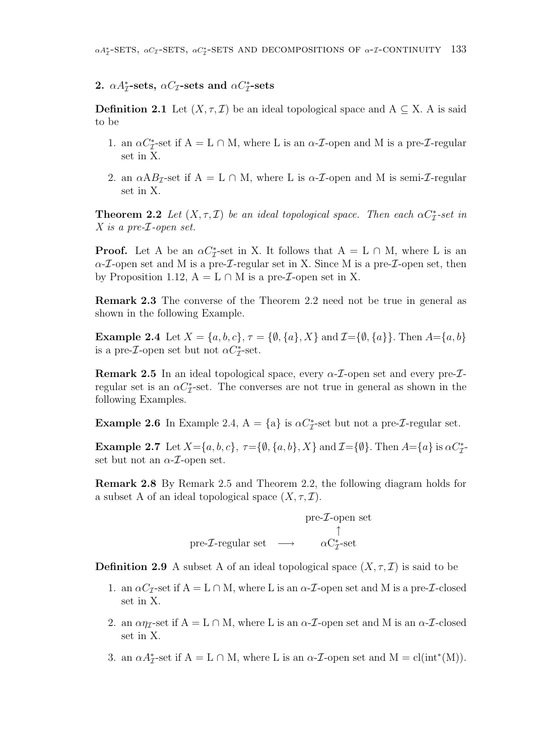## 2. $\alpha A^*_{\mathcal{I}}$-sets, $\alpha C_{\mathcal{I}}$-sets and $\alpha C^*_{\mathcal{I}}$-sets

**Definition 2.1** Let $(X, \tau, \mathcal{I})$ be an ideal topological space and A $\subseteq$ X. A is said to be

1. an $\alpha C^*_{\mathcal{I}}$-set if A = L $\cap$ M, where L is an $\alpha$-$\mathcal{I}$-open and M is a pre-$\mathcal{I}$-regular set in X.
2. an $\alpha AB_{\mathcal{I}}$-set if A = L $\cap$ M, where L is $\alpha$-$\mathcal{I}$-open and M is semi-$\mathcal{I}$-regular set in X.

**Theorem 2.2** *Let $(X, \tau, \mathcal{I})$ be an ideal topological space. Then each $\alpha C^*_{\mathcal{I}}$-set in X is a pre-$\mathcal{I}$-open set.*

**Proof.** Let A be an $\alpha C^*_{\mathcal{I}}$-set in X. It follows that A = L $\cap$ M, where L is an $\alpha$-$\mathcal{I}$-open set and M is a pre-$\mathcal{I}$-regular set in X. Since M is a pre-$\mathcal{I}$-open set, then by Proposition 1.12, A = L $\cap$ M is a pre-$\mathcal{I}$-open set in X.

**Remark 2.3** The converse of the Theorem 2.2 need not be true in general as shown in the following Example.

**Example 2.4** Let $X = \{a, b, c\}$, $\tau = \{\emptyset, \{a\}, X\}$ and $\mathcal{I}$=$\{\emptyset, \{a\}\}$. Then $A$=$\{a, b\}$ is a pre-$\mathcal{I}$-open set but not $\alpha C^*_{\mathcal{I}}$-set.

**Remark 2.5** In an ideal topological space, every $\alpha$-$\mathcal{I}$-open set and every pre-$\mathcal{I}$-regular set is an $\alpha C^*_{\mathcal{I}}$-set. The converses are not true in general as shown in the following Examples.

**Example 2.6** In Example 2.4, A = {a} is $\alpha C^*_{\mathcal{I}}$-set but not a pre-$\mathcal{I}$-regular set.

**Example 2.7** Let $X$=$\{a, b, c\}$, $\tau$=$\{\emptyset, \{a, b\}, X\}$ and $\mathcal{I}$=$\{\emptyset\}$. Then $A$=$\{a\}$ is $\alpha C^*_{\mathcal{I}}$-set but not an $\alpha$-$\mathcal{I}$-open set.

**Remark 2.8** By Remark 2.5 and Theorem 2.2, the following diagram holds for a subset A of an ideal topological space $(X, \tau, \mathcal{I})$.

$$\begin{array}{ccc} & & \text{pre-}\mathcal{I}\text{-open set} \\ & & \uparrow \\ \text{pre-}\mathcal{I}\text{-regular set} & \longrightarrow & \alpha C^*_{\mathcal{I}}\text{-set} \end{array}$$

**Definition 2.9** A subset A of an ideal topological space $(X, \tau, \mathcal{I})$ is said to be

1. an $\alpha C_{\mathcal{I}}$-set if A = L $\cap$ M, where L is an $\alpha$-$\mathcal{I}$-open set and M is a pre-$\mathcal{I}$-closed set in X.
2. an $\alpha\eta_{\mathcal{I}}$-set if A = L $\cap$ M, where L is an $\alpha$-$\mathcal{I}$-open set and M is an $\alpha$-$\mathcal{I}$-closed set in X.
3. an $\alpha A^*_{\mathcal{I}}$-set if A = L $\cap$ M, where L is an $\alpha$-$\mathcal{I}$-open set and M = cl(int$^*$(M)).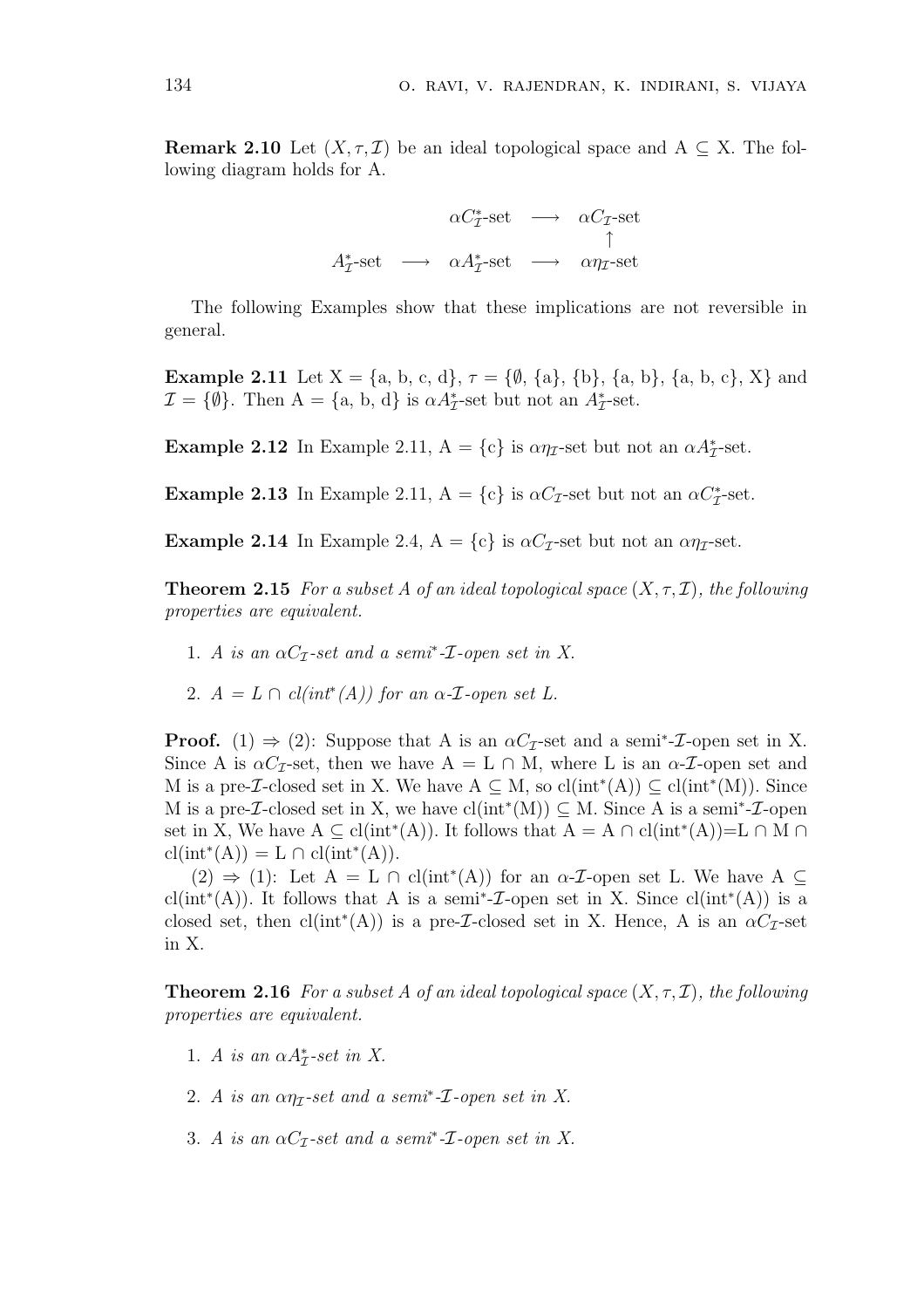**Remark 2.10** Let $(X, \tau, \mathcal{I})$ be an ideal topological space and A $\subseteq$ X. The following diagram holds for A.

$$
\begin{array}{ccccc}
 & & \alpha C^*_{\mathcal{I}}\text{-set} & \longrightarrow & \alpha C_{\mathcal{I}}\text{-set} \\
 & & & & \uparrow \\
A^*_{\mathcal{I}}\text{-set} & \longrightarrow & \alpha A^*_{\mathcal{I}}\text{-set} & \longrightarrow & \alpha\eta_{\mathcal{I}}\text{-set}
\end{array}
$$

The following Examples show that these implications are not reversible in general.

**Example 2.11** Let X = {a, b, c, d}, $\tau$ = {$\emptyset$, {a}, {b}, {a, b}, {a, b, c}, X} and $\mathcal{I}$ = {$\emptyset$}. Then A = {a, b, d} is $\alpha A^*_{\mathcal{I}}$-set but not an $A^*_{\mathcal{I}}$-set.

**Example 2.12** In Example 2.11, A = {c} is $\alpha\eta_{\mathcal{I}}$-set but not an $\alpha A^*_{\mathcal{I}}$-set.

**Example 2.13** In Example 2.11, A = {c} is $\alpha C_{\mathcal{I}}$-set but not an $\alpha C^*_{\mathcal{I}}$-set.

**Example 2.14** In Example 2.4, A = {c} is $\alpha C_{\mathcal{I}}$-set but not an $\alpha\eta_{\mathcal{I}}$-set.

**Theorem 2.15** *For a subset A of an ideal topological space $(X, \tau, \mathcal{I})$, the following properties are equivalent.*

1. *A is an $\alpha C_{\mathcal{I}}$-set and a semi$^*$-$\mathcal{I}$-open set in X.*
2. *A = L $\cap$ cl(int$^*$(A)) for an $\alpha$-$\mathcal{I}$-open set L.*

**Proof.** (1) $\Rightarrow$ (2): Suppose that A is an $\alpha C_{\mathcal{I}}$-set and a semi$^*$-$\mathcal{I}$-open set in X. Since A is $\alpha C_{\mathcal{I}}$-set, then we have A = L $\cap$ M, where L is an $\alpha$-$\mathcal{I}$-open set and M is a pre-$\mathcal{I}$-closed set in X. We have A $\subseteq$ M, so cl(int$^*$(A)) $\subseteq$ cl(int$^*$(M)). Since M is a pre-$\mathcal{I}$-closed set in X, we have cl(int$^*$(M)) $\subseteq$ M. Since A is a semi$^*$-$\mathcal{I}$-open set in X, We have A $\subseteq$ cl(int$^*$(A)). It follows that A = A $\cap$ cl(int$^*$(A))=L $\cap$ M $\cap$ cl(int$^*$(A)) = L $\cap$ cl(int$^*$(A)).

(2) $\Rightarrow$ (1): Let A = L $\cap$ cl(int$^*$(A)) for an $\alpha$-$\mathcal{I}$-open set L. We have A $\subseteq$ cl(int$^*$(A)). It follows that A is a semi$^*$-$\mathcal{I}$-open set in X. Since cl(int$^*$(A)) is a closed set, then cl(int$^*$(A)) is a pre-$\mathcal{I}$-closed set in X. Hence, A is an $\alpha C_{\mathcal{I}}$-set in X.

**Theorem 2.16** *For a subset A of an ideal topological space $(X, \tau, \mathcal{I})$, the following properties are equivalent.*

1. *A is an $\alpha A^*_{\mathcal{I}}$-set in X.*
2. *A is an $\alpha\eta_{\mathcal{I}}$-set and a semi$^*$-$\mathcal{I}$-open set in X.*
3. *A is an $\alpha C_{\mathcal{I}}$-set and a semi$^*$-$\mathcal{I}$-open set in X.*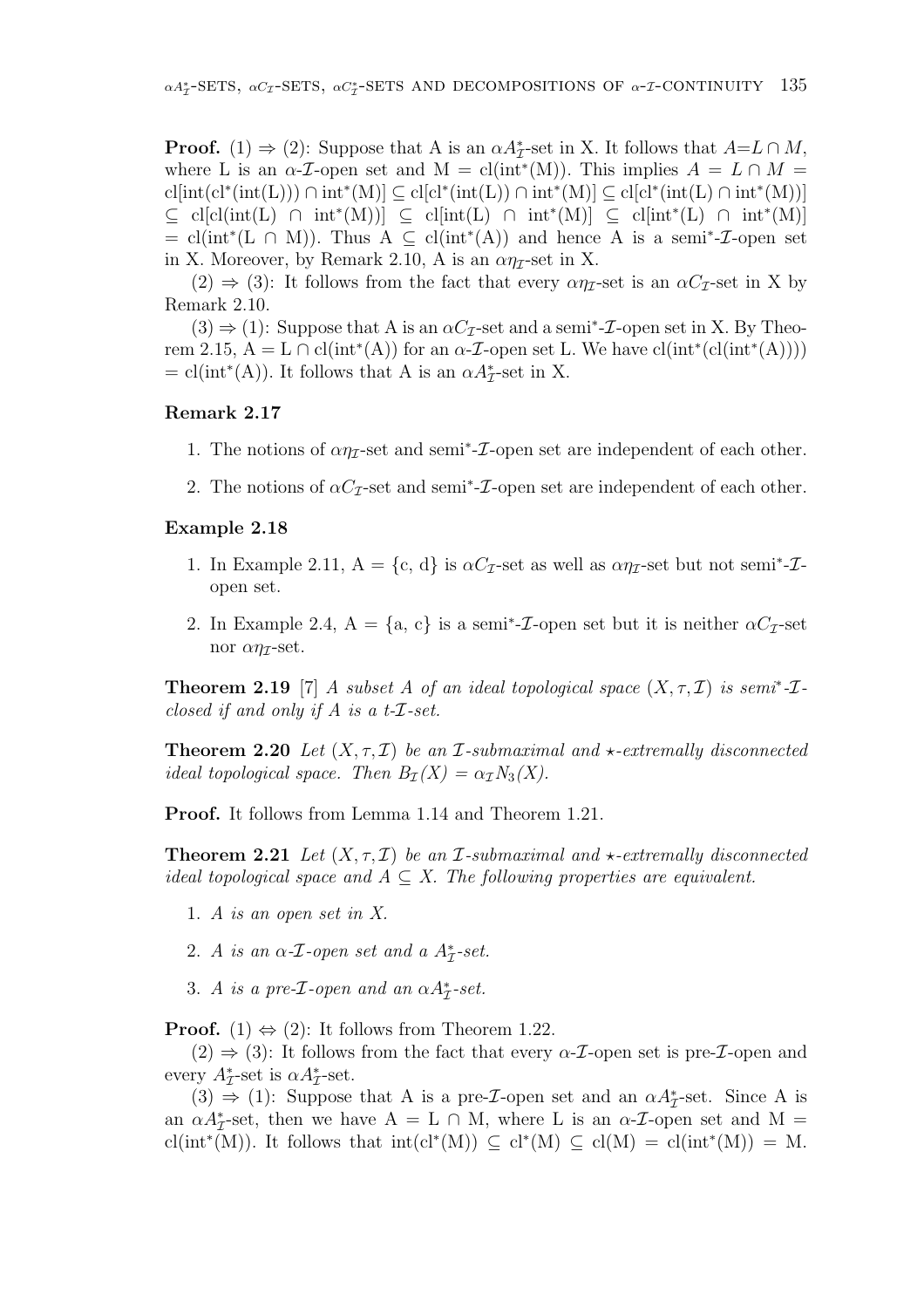**Proof.** (1) ⇒ (2): Suppose that A is an $\alpha A^*_{\mathcal{I}}$-set in X. It follows that $A = L \cap M$, where L is an $\alpha$-$\mathcal{I}$-open set and M = cl(int*(M)). This implies $A = L \cap M$ = cl[int(cl*(int(L))) ∩ int*(M)] ⊆ cl[cl*(int(L)) ∩ int*(M)] ⊆ cl[cl*(int(L) ∩ int*(M))] ⊆ cl[cl(int(L) ∩ int*(M))] ⊆ cl[int(L) ∩ int*(M)] ⊆ cl[int*(L) ∩ int*(M)] = cl(int*(L ∩ M)). Thus A ⊆ cl(int*(A)) and hence A is a semi*-$\mathcal{I}$-open set in X. Moreover, by Remark 2.10, A is an $\alpha\eta_{\mathcal{I}}$-set in X.

(2) ⇒ (3): It follows from the fact that every $\alpha\eta_{\mathcal{I}}$-set is an $\alpha C_{\mathcal{I}}$-set in X by Remark 2.10.

(3) ⇒ (1): Suppose that A is an $\alpha C_{\mathcal{I}}$-set and a semi*-$\mathcal{I}$-open set in X. By Theorem 2.15, A = L ∩ cl(int*(A)) for an $\alpha$-$\mathcal{I}$-open set L. We have cl(int*(cl(int*(A)))) = cl(int*(A)). It follows that A is an $\alpha A^*_{\mathcal{I}}$-set in X.

**Remark 2.17**

1. The notions of $\alpha\eta_{\mathcal{I}}$-set and semi*-$\mathcal{I}$-open set are independent of each other.
2. The notions of $\alpha C_{\mathcal{I}}$-set and semi*-$\mathcal{I}$-open set are independent of each other.

**Example 2.18**

1. In Example 2.11, A = {c, d} is $\alpha C_{\mathcal{I}}$-set as well as $\alpha\eta_{\mathcal{I}}$-set but not semi*-$\mathcal{I}$-open set.
2. In Example 2.4, A = {a, c} is a semi*-$\mathcal{I}$-open set but it is neither $\alpha C_{\mathcal{I}}$-set nor $\alpha\eta_{\mathcal{I}}$-set.

**Theorem 2.19** [7] *A subset A of an ideal topological space $(X, \tau, \mathcal{I})$ is semi*-$\mathcal{I}$-closed if and only if A is a t-$\mathcal{I}$-set.*

**Theorem 2.20** *Let $(X, \tau, \mathcal{I})$ be an $\mathcal{I}$-submaximal and $\star$-extremally disconnected ideal topological space. Then $B_{\mathcal{I}}(X) = \alpha_{\mathcal{I}}N_3(X)$.*

**Proof.** It follows from Lemma 1.14 and Theorem 1.21.

**Theorem 2.21** *Let $(X, \tau, \mathcal{I})$ be an $\mathcal{I}$-submaximal and $\star$-extremally disconnected ideal topological space and $A \subseteq X$. The following properties are equivalent.*

1. *A is an open set in X.*
2. *A is an $\alpha$-$\mathcal{I}$-open set and a $A^*_{\mathcal{I}}$-set.*
3. *A is a pre-$\mathcal{I}$-open and an $\alpha A^*_{\mathcal{I}}$-set.*

**Proof.** (1) ⇔ (2): It follows from Theorem 1.22.

(2) ⇒ (3): It follows from the fact that every $\alpha$-$\mathcal{I}$-open set is pre-$\mathcal{I}$-open and every $A^*_{\mathcal{I}}$-set is $\alpha A^*_{\mathcal{I}}$-set.

(3) ⇒ (1): Suppose that A is a pre-$\mathcal{I}$-open set and an $\alpha A^*_{\mathcal{I}}$-set. Since A is an $\alpha A^*_{\mathcal{I}}$-set, then we have A = L ∩ M, where L is an $\alpha$-$\mathcal{I}$-open set and M = cl(int*(M)). It follows that int(cl*(M)) ⊆ cl*(M) ⊆ cl(M) = cl(int*(M)) = M.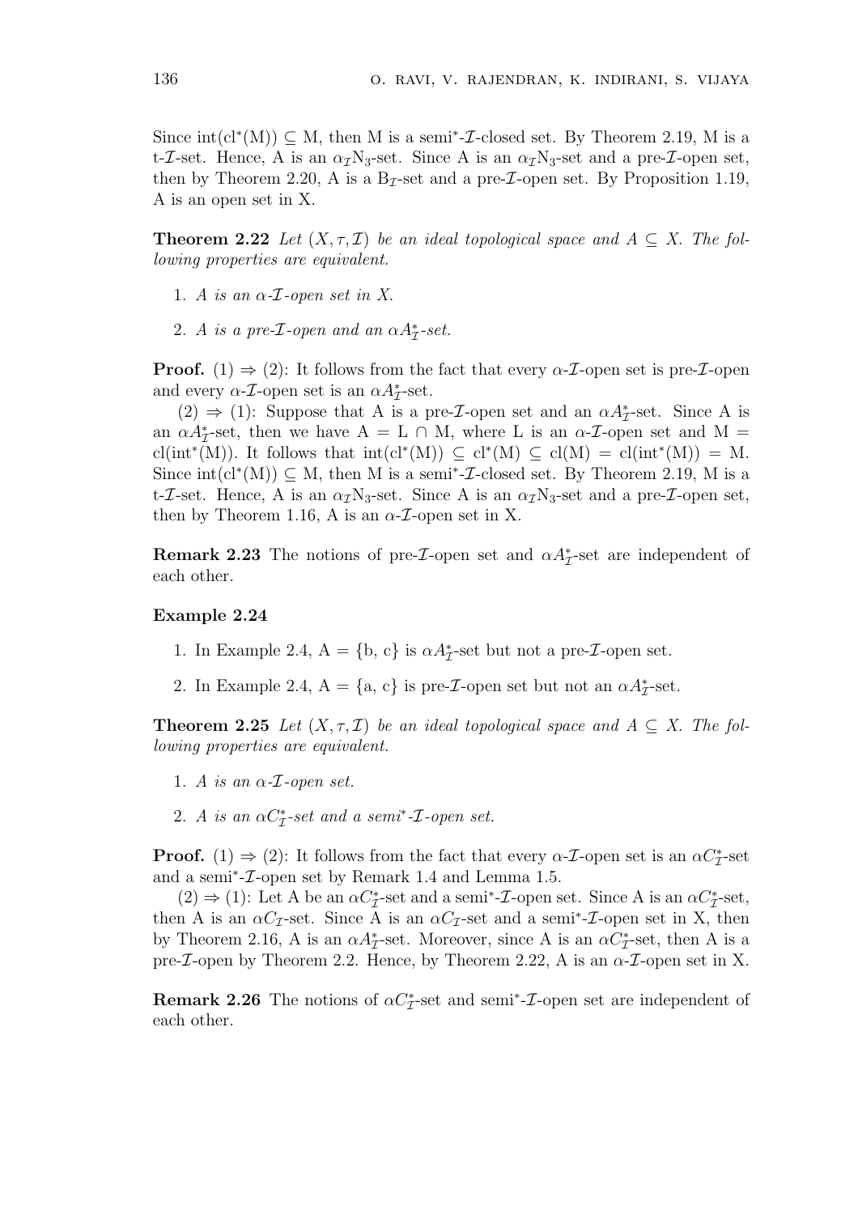Since $\text{int}(\text{cl}^*(\text{M})) \subseteq \text{M}$, then M is a semi$^*$-$\mathcal{I}$-closed set. By Theorem 2.19, M is a t-$\mathcal{I}$-set. Hence, A is an $\alpha_{\mathcal{I}}\text{N}_3$-set. Since A is an $\alpha_{\mathcal{I}}\text{N}_3$-set and a pre-$\mathcal{I}$-open set, then by Theorem 2.20, A is a $\text{B}_{\mathcal{I}}$-set and a pre-$\mathcal{I}$-open set. By Proposition 1.19, A is an open set in X.

**Theorem 2.22** *Let $(X, \tau, \mathcal{I})$ be an ideal topological space and $A \subseteq X$. The following properties are equivalent.*

1. *A is an $\alpha$-$\mathcal{I}$-open set in X.*
2. *A is a pre-$\mathcal{I}$-open and an $\alpha A_{\mathcal{I}}^*$-set.*

**Proof.** (1) $\Rightarrow$ (2): It follows from the fact that every $\alpha$-$\mathcal{I}$-open set is pre-$\mathcal{I}$-open and every $\alpha$-$\mathcal{I}$-open set is an $\alpha A_{\mathcal{I}}^*$-set.

(2) $\Rightarrow$ (1): Suppose that A is a pre-$\mathcal{I}$-open set and an $\alpha A_{\mathcal{I}}^*$-set. Since A is an $\alpha A_{\mathcal{I}}^*$-set, then we have $\text{A} = \text{L} \cap \text{M}$, where L is an $\alpha$-$\mathcal{I}$-open set and $\text{M} = \text{cl}(\text{int}^*(\text{M}))$. It follows that $\text{int}(\text{cl}^*(\text{M})) \subseteq \text{cl}^*(\text{M}) \subseteq \text{cl}(\text{M}) = \text{cl}(\text{int}^*(\text{M})) = \text{M}$. Since $\text{int}(\text{cl}^*(\text{M})) \subseteq \text{M}$, then M is a semi$^*$-$\mathcal{I}$-closed set. By Theorem 2.19, M is a t-$\mathcal{I}$-set. Hence, A is an $\alpha_{\mathcal{I}}\text{N}_3$-set. Since A is an $\alpha_{\mathcal{I}}\text{N}_3$-set and a pre-$\mathcal{I}$-open set, then by Theorem 1.16, A is an $\alpha$-$\mathcal{I}$-open set in X.

**Remark 2.23** The notions of pre-$\mathcal{I}$-open set and $\alpha A_{\mathcal{I}}^*$-set are independent of each other.

**Example 2.24**

1. In Example 2.4, A = {b, c} is $\alpha A_{\mathcal{I}}^*$-set but not a pre-$\mathcal{I}$-open set.
2. In Example 2.4, A = {a, c} is pre-$\mathcal{I}$-open set but not an $\alpha A_{\mathcal{I}}^*$-set.

**Theorem 2.25** *Let $(X, \tau, \mathcal{I})$ be an ideal topological space and $A \subseteq X$. The following properties are equivalent.*

1. *A is an $\alpha$-$\mathcal{I}$-open set.*
2. *A is an $\alpha C_{\mathcal{I}}^*$-set and a semi$^*$-$\mathcal{I}$-open set.*

**Proof.** (1) $\Rightarrow$ (2): It follows from the fact that every $\alpha$-$\mathcal{I}$-open set is an $\alpha C_{\mathcal{I}}^*$-set and a semi$^*$-$\mathcal{I}$-open set by Remark 1.4 and Lemma 1.5.

(2) $\Rightarrow$ (1): Let A be an $\alpha C_{\mathcal{I}}^*$-set and a semi$^*$-$\mathcal{I}$-open set. Since A is an $\alpha C_{\mathcal{I}}^*$-set, then A is an $\alpha C_{\mathcal{I}}$-set. Since A is an $\alpha C_{\mathcal{I}}$-set and a semi$^*$-$\mathcal{I}$-open set in X, then by Theorem 2.16, A is an $\alpha A_{\mathcal{I}}^*$-set. Moreover, since A is an $\alpha C_{\mathcal{I}}^*$-set, then A is a pre-$\mathcal{I}$-open by Theorem 2.2. Hence, by Theorem 2.22, A is an $\alpha$-$\mathcal{I}$-open set in X.

**Remark 2.26** The notions of $\alpha C_{\mathcal{I}}^*$-set and semi$^*$-$\mathcal{I}$-open set are independent of each other.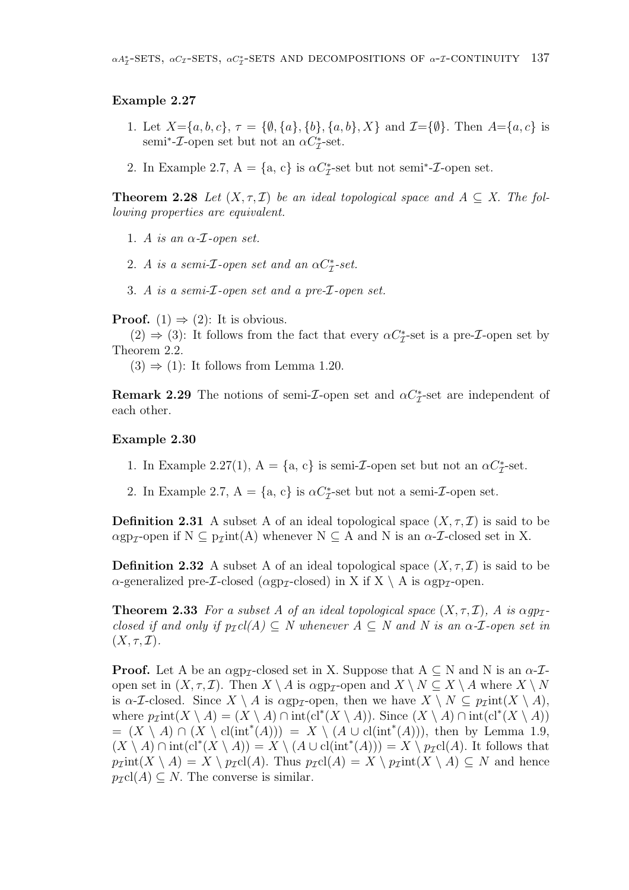**Example 2.27**

1. Let $X=\{a,b,c\}$, $\tau = \{\emptyset, \{a\}, \{b\}, \{a,b\}, X\}$ and $\mathcal{I}=\{\emptyset\}$. Then $A=\{a,c\}$ is semi*-$\mathcal{I}$-open set but not an $\alpha C^*_{\mathcal{I}}$-set.
2. In Example 2.7, A = {a, c} is $\alpha C^*_{\mathcal{I}}$-set but not semi*-$\mathcal{I}$-open set.

**Theorem 2.28** *Let $(X, \tau, \mathcal{I})$ be an ideal topological space and $A \subseteq X$. The following properties are equivalent.*

1. *A is an $\alpha$-$\mathcal{I}$-open set.*
2. *A is a semi-$\mathcal{I}$-open set and an $\alpha C^*_{\mathcal{I}}$-set.*
3. *A is a semi-$\mathcal{I}$-open set and a pre-$\mathcal{I}$-open set.*

**Proof.** (1) $\Rightarrow$ (2): It is obvious.

(2) $\Rightarrow$ (3): It follows from the fact that every $\alpha C^*_{\mathcal{I}}$-set is a pre-$\mathcal{I}$-open set by Theorem 2.2.

(3) $\Rightarrow$ (1): It follows from Lemma 1.20.

**Remark 2.29** The notions of semi-$\mathcal{I}$-open set and $\alpha C^*_{\mathcal{I}}$-set are independent of each other.

**Example 2.30**

1. In Example 2.27(1), A = {a, c} is semi-$\mathcal{I}$-open set but not an $\alpha C^*_{\mathcal{I}}$-set.
2. In Example 2.7, A = {a, c} is $\alpha C^*_{\mathcal{I}}$-set but not a semi-$\mathcal{I}$-open set.

**Definition 2.31** A subset A of an ideal topological space $(X, \tau, \mathcal{I})$ is said to be $\alpha$gp$_{\mathcal{I}}$-open if $N \subseteq p_{\mathcal{I}}\text{int}(A)$ whenever $N \subseteq A$ and N is an $\alpha$-$\mathcal{I}$-closed set in X.

**Definition 2.32** A subset A of an ideal topological space $(X, \tau, \mathcal{I})$ is said to be $\alpha$-generalized pre-$\mathcal{I}$-closed ($\alpha$gp$_{\mathcal{I}}$-closed) in X if $X \setminus A$ is $\alpha$gp$_{\mathcal{I}}$-open.

**Theorem 2.33** *For a subset A of an ideal topological space $(X, \tau, \mathcal{I})$, A is $\alpha gp_{\mathcal{I}}$-closed if and only if $p_{\mathcal{I}}cl(A) \subseteq N$ whenever $A \subseteq N$ and N is an $\alpha$-$\mathcal{I}$-open set in $(X, \tau, \mathcal{I})$.*

**Proof.** Let A be an $\alpha$gp$_{\mathcal{I}}$-closed set in X. Suppose that $A \subseteq N$ and N is an $\alpha$-$\mathcal{I}$-open set in $(X, \tau, \mathcal{I})$. Then $X \setminus A$ is $\alpha$gp$_{\mathcal{I}}$-open and $X \setminus N \subseteq X \setminus A$ where $X \setminus N$ is $\alpha$-$\mathcal{I}$-closed. Since $X \setminus A$ is $\alpha$gp$_{\mathcal{I}}$-open, then we have $X \setminus N \subseteq p_{\mathcal{I}}\text{int}(X \setminus A)$, where $p_{\mathcal{I}}\text{int}(X \setminus A) = (X \setminus A) \cap \text{int}(\text{cl}^*(X \setminus A))$. Since $(X \setminus A) \cap \text{int}(\text{cl}^*(X \setminus A)) = (X \setminus A) \cap (X \setminus \text{cl}(\text{int}^*(A))) = X \setminus (A \cup \text{cl}(\text{int}^*(A)))$, then by Lemma 1.9, $(X \setminus A) \cap \text{int}(\text{cl}^*(X \setminus A)) = X \setminus (A \cup \text{cl}(\text{int}^*(A))) = X \setminus p_{\mathcal{I}}\text{cl}(A)$. It follows that $p_{\mathcal{I}}\text{int}(X \setminus A) = X \setminus p_{\mathcal{I}}\text{cl}(A)$. Thus $p_{\mathcal{I}}\text{cl}(A) = X \setminus p_{\mathcal{I}}\text{int}(X \setminus A) \subseteq N$ and hence $p_{\mathcal{I}}\text{cl}(A) \subseteq N$. The converse is similar.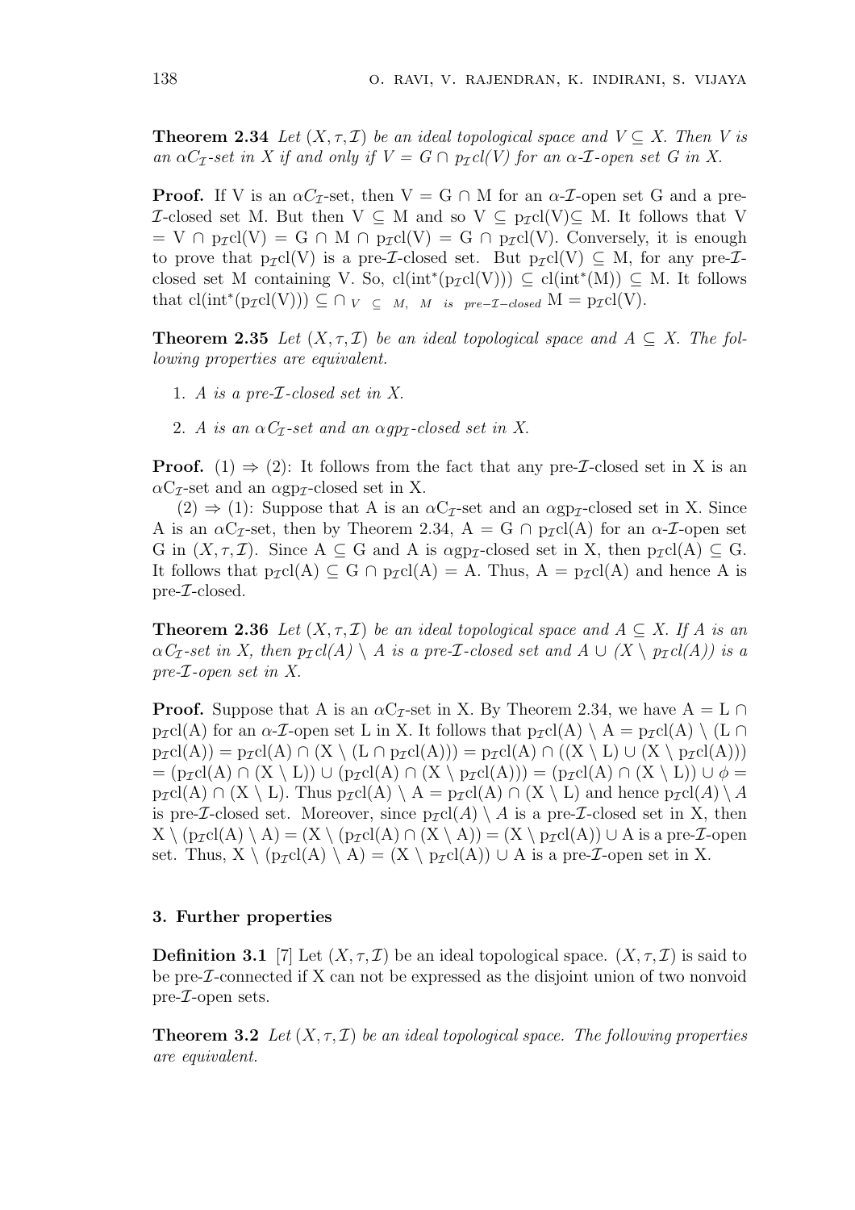**Theorem 2.34** *Let $(X, \tau, \mathcal{I})$ be an ideal topological space and $V \subseteq X$. Then V is an $\alpha C_{\mathcal{I}}$-set in X if and only if $V = G \cap p_{\mathcal{I}}cl(V)$ for an $\alpha$-$\mathcal{I}$-open set G in X.*

**Proof.** If V is an $\alpha C_{\mathcal{I}}$-set, then $V = G \cap M$ for an $\alpha$-$\mathcal{I}$-open set G and a pre-$\mathcal{I}$-closed set M. But then $V \subseteq M$ and so $V \subseteq p_{\mathcal{I}}cl(V) \subseteq M$. It follows that $V = V \cap p_{\mathcal{I}}cl(V) = G \cap M \cap p_{\mathcal{I}}cl(V) = G \cap p_{\mathcal{I}}cl(V)$. Conversely, it is enough to prove that $p_{\mathcal{I}}cl(V)$ is a pre-$\mathcal{I}$-closed set. But $p_{\mathcal{I}}cl(V) \subseteq M$, for any pre-$\mathcal{I}$-closed set M containing V. So, $cl(int^*(p_{\mathcal{I}}cl(V))) \subseteq cl(int^*(M)) \subseteq M$. It follows that $cl(int^*(p_{\mathcal{I}}cl(V))) \subseteq \cap_{V \subseteq M,\ M \text{ is } pre-\mathcal{I}-closed} M = p_{\mathcal{I}}cl(V)$.

**Theorem 2.35** *Let $(X, \tau, \mathcal{I})$ be an ideal topological space and $A \subseteq X$. The following properties are equivalent.*

1. *A is a pre-$\mathcal{I}$-closed set in X.*
2. *A is an $\alpha C_{\mathcal{I}}$-set and an $\alpha gp_{\mathcal{I}}$-closed set in X.*

**Proof.** (1) $\Rightarrow$ (2): It follows from the fact that any pre-$\mathcal{I}$-closed set in X is an $\alpha C_{\mathcal{I}}$-set and an $\alpha gp_{\mathcal{I}}$-closed set in X.

(2) $\Rightarrow$ (1): Suppose that A is an $\alpha C_{\mathcal{I}}$-set and an $\alpha gp_{\mathcal{I}}$-closed set in X. Since A is an $\alpha C_{\mathcal{I}}$-set, then by Theorem 2.34, $A = G \cap p_{\mathcal{I}}cl(A)$ for an $\alpha$-$\mathcal{I}$-open set G in $(X, \tau, \mathcal{I})$. Since $A \subseteq G$ and A is $\alpha gp_{\mathcal{I}}$-closed set in X, then $p_{\mathcal{I}}cl(A) \subseteq G$. It follows that $p_{\mathcal{I}}cl(A) \subseteq G \cap p_{\mathcal{I}}cl(A) = A$. Thus, $A = p_{\mathcal{I}}cl(A)$ and hence A is pre-$\mathcal{I}$-closed.

**Theorem 2.36** *Let $(X, \tau, \mathcal{I})$ be an ideal topological space and $A \subseteq X$. If A is an $\alpha C_{\mathcal{I}}$-set in X, then $p_{\mathcal{I}}cl(A) \setminus A$ is a pre-$\mathcal{I}$-closed set and $A \cup (X \setminus p_{\mathcal{I}}cl(A))$ is a pre-$\mathcal{I}$-open set in X.*

**Proof.** Suppose that A is an $\alpha C_{\mathcal{I}}$-set in X. By Theorem 2.34, we have $A = L \cap p_{\mathcal{I}}cl(A)$ for an $\alpha$-$\mathcal{I}$-open set L in X. It follows that $p_{\mathcal{I}}cl(A) \setminus A = p_{\mathcal{I}}cl(A) \setminus (L \cap p_{\mathcal{I}}cl(A)) = p_{\mathcal{I}}cl(A) \cap (X \setminus (L \cap p_{\mathcal{I}}cl(A))) = p_{\mathcal{I}}cl(A) \cap ((X \setminus L) \cup (X \setminus p_{\mathcal{I}}cl(A))) = (p_{\mathcal{I}}cl(A) \cap (X \setminus L)) \cup (p_{\mathcal{I}}cl(A) \cap (X \setminus p_{\mathcal{I}}cl(A))) = (p_{\mathcal{I}}cl(A) \cap (X \setminus L)) \cup \phi = p_{\mathcal{I}}cl(A) \cap (X \setminus L)$. Thus $p_{\mathcal{I}}cl(A) \setminus A = p_{\mathcal{I}}cl(A) \cap (X \setminus L)$ and hence $p_{\mathcal{I}}cl(A) \setminus A$ is pre-$\mathcal{I}$-closed set. Moreover, since $p_{\mathcal{I}}cl(A) \setminus A$ is a pre-$\mathcal{I}$-closed set in X, then $X \setminus (p_{\mathcal{I}}cl(A) \setminus A) = (X \setminus (p_{\mathcal{I}}cl(A) \cap (X \setminus A)) = (X \setminus p_{\mathcal{I}}cl(A)) \cup A$ is a pre-$\mathcal{I}$-open set. Thus, $X \setminus (p_{\mathcal{I}}cl(A) \setminus A) = (X \setminus p_{\mathcal{I}}cl(A)) \cup A$ is a pre-$\mathcal{I}$-open set in X.

### 3. Further properties

**Definition 3.1** [7] Let $(X, \tau, \mathcal{I})$ be an ideal topological space. $(X, \tau, \mathcal{I})$ is said to be pre-$\mathcal{I}$-connected if X can not be expressed as the disjoint union of two nonvoid pre-$\mathcal{I}$-open sets.

**Theorem 3.2** *Let $(X, \tau, \mathcal{I})$ be an ideal topological space. The following properties are equivalent.*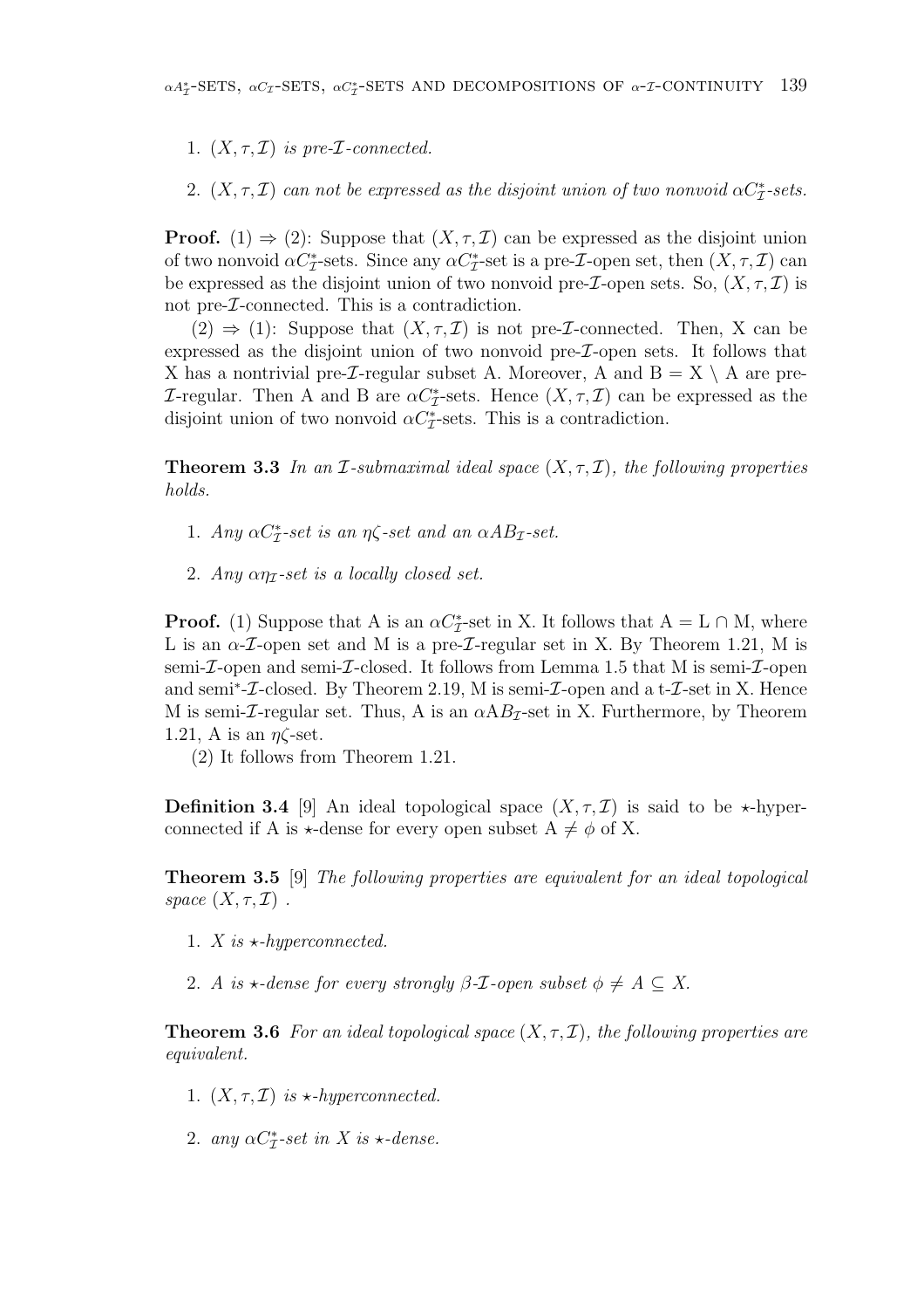1. $(X, \tau, \mathcal{I})$ *is pre-$\mathcal{I}$-connected.*

2. $(X, \tau, \mathcal{I})$ *can not be expressed as the disjoint union of two nonvoid $\alpha C^*_{\mathcal{I}}$-sets.*

**Proof.** (1) $\Rightarrow$ (2): Suppose that $(X, \tau, \mathcal{I})$ can be expressed as the disjoint union of two nonvoid $\alpha C^*_{\mathcal{I}}$-sets. Since any $\alpha C^*_{\mathcal{I}}$-set is a pre-$\mathcal{I}$-open set, then $(X, \tau, \mathcal{I})$ can be expressed as the disjoint union of two nonvoid pre-$\mathcal{I}$-open sets. So, $(X, \tau, \mathcal{I})$ is not pre-$\mathcal{I}$-connected. This is a contradiction.

(2) $\Rightarrow$ (1): Suppose that $(X, \tau, \mathcal{I})$ is not pre-$\mathcal{I}$-connected. Then, X can be expressed as the disjoint union of two nonvoid pre-$\mathcal{I}$-open sets. It follows that X has a nontrivial pre-$\mathcal{I}$-regular subset A. Moreover, A and $B = X \setminus A$ are pre-$\mathcal{I}$-regular. Then A and B are $\alpha C^*_{\mathcal{I}}$-sets. Hence $(X, \tau, \mathcal{I})$ can be expressed as the disjoint union of two nonvoid $\alpha C^*_{\mathcal{I}}$-sets. This is a contradiction.

**Theorem 3.3** *In an $\mathcal{I}$-submaximal ideal space $(X, \tau, \mathcal{I})$, the following properties holds.*

1. *Any $\alpha C^*_{\mathcal{I}}$-set is an $\eta\zeta$-set and an $\alpha AB_{\mathcal{I}}$-set.*

2. *Any $\alpha\eta_{\mathcal{I}}$-set is a locally closed set.*

**Proof.** (1) Suppose that A is an $\alpha C^*_{\mathcal{I}}$-set in X. It follows that $A = L \cap M$, where L is an $\alpha$-$\mathcal{I}$-open set and M is a pre-$\mathcal{I}$-regular set in X. By Theorem 1.21, M is semi-$\mathcal{I}$-open and semi-$\mathcal{I}$-closed. It follows from Lemma 1.5 that M is semi-$\mathcal{I}$-open and semi$^*$-$\mathcal{I}$-closed. By Theorem 2.19, M is semi-$\mathcal{I}$-open and a t-$\mathcal{I}$-set in X. Hence M is semi-$\mathcal{I}$-regular set. Thus, A is an $\alpha AB_{\mathcal{I}}$-set in X. Furthermore, by Theorem 1.21, A is an $\eta\zeta$-set.

(2) It follows from Theorem 1.21.

**Definition 3.4** [9] An ideal topological space $(X, \tau, \mathcal{I})$ is said to be $\star$-hyperconnected if A is $\star$-dense for every open subset $A \neq \phi$ of X.

**Theorem 3.5** [9] *The following properties are equivalent for an ideal topological space $(X, \tau, \mathcal{I})$ .*

1. *X is $\star$-hyperconnected.*

2. *A is $\star$-dense for every strongly $\beta$-$\mathcal{I}$-open subset $\phi \neq A \subseteq X$.*

**Theorem 3.6** *For an ideal topological space $(X, \tau, \mathcal{I})$, the following properties are equivalent.*

1. *$(X, \tau, \mathcal{I})$ is $\star$-hyperconnected.*

2. *any $\alpha C^*_{\mathcal{I}}$-set in X is $\star$-dense.*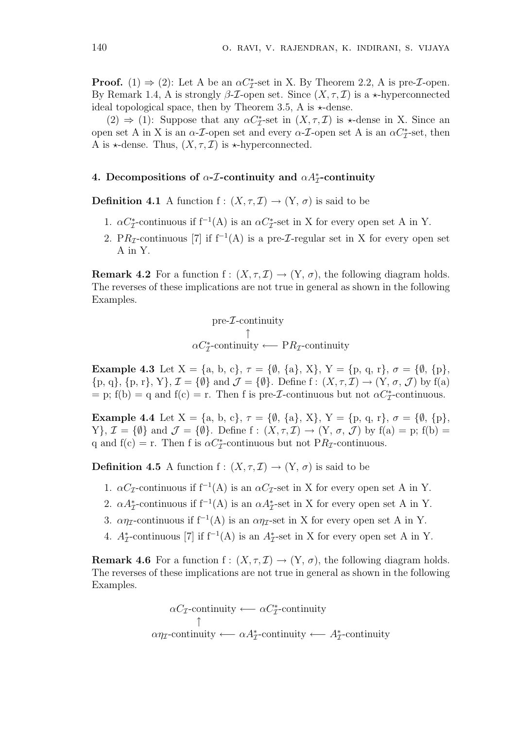**Proof.** (1) ⇒ (2): Let A be an $\alpha C_{\mathcal{I}}^*$-set in X. By Theorem 2.2, A is pre-$\mathcal{I}$-open. By Remark 1.4, A is strongly $\beta$-$\mathcal{I}$-open set. Since $(X, \tau, \mathcal{I})$ is a $\star$-hyperconnected ideal topological space, then by Theorem 3.5, A is $\star$-dense.

(2) ⇒ (1): Suppose that any $\alpha C_{\mathcal{I}}^*$-set in $(X, \tau, \mathcal{I})$ is $\star$-dense in X. Since an open set A in X is an $\alpha$-$\mathcal{I}$-open set and every $\alpha$-$\mathcal{I}$-open set A is an $\alpha C_{\mathcal{I}}^*$-set, then A is $\star$-dense. Thus, $(X, \tau, \mathcal{I})$ is $\star$-hyperconnected.

## 4. Decompositions of $\alpha$-$\mathcal{I}$-continuity and $\alpha A_{\mathcal{I}}^*$-continuity

**Definition 4.1** A function f : $(X, \tau, \mathcal{I}) \to (Y, \sigma)$ is said to be

1. $\alpha C_{\mathcal{I}}^*$-continuous if $f^{-1}(A)$ is an $\alpha C_{\mathcal{I}}^*$-set in X for every open set A in Y.
2. $PR_{\mathcal{I}}$-continuous [7] if $f^{-1}(A)$ is a pre-$\mathcal{I}$-regular set in X for every open set A in Y.

**Remark 4.2** For a function f : $(X, \tau, \mathcal{I}) \to (Y, \sigma)$, the following diagram holds. The reverses of these implications are not true in general as shown in the following Examples.

$$\begin{array}{c} \text{pre-}\mathcal{I}\text{-continuity} \\ \uparrow \\ \alpha C_{\mathcal{I}}^*\text{-continuity} \longleftarrow PR_{\mathcal{I}}\text{-continuity} \end{array}$$

**Example 4.3** Let X = {a, b, c}, $\tau = \{\emptyset, \{a\}, X\}$, Y = {p, q, r}, $\sigma = \{\emptyset, \{p\}, \{p, q\}, \{p, r\}, Y\}$, $\mathcal{I} = \{\emptyset\}$ and $\mathcal{J} = \{\emptyset\}$. Define f : $(X, \tau, \mathcal{I}) \to (Y, \sigma, \mathcal{J})$ by f(a) = p; f(b) = q and f(c) = r. Then f is pre-$\mathcal{I}$-continuous but not $\alpha C_{\mathcal{I}}^*$-continuous.

**Example 4.4** Let X = {a, b, c}, $\tau = \{\emptyset, \{a\}, X\}$, Y = {p, q, r}, $\sigma = \{\emptyset, \{p\}, Y\}$, $\mathcal{I} = \{\emptyset\}$ and $\mathcal{J} = \{\emptyset\}$. Define f : $(X, \tau, \mathcal{I}) \to (Y, \sigma, \mathcal{J})$ by f(a) = p; f(b) = q and f(c) = r. Then f is $\alpha C_{\mathcal{I}}^*$-continuous but not $PR_{\mathcal{I}}$-continuous.

**Definition 4.5** A function f : $(X, \tau, \mathcal{I}) \to (Y, \sigma)$ is said to be

1. $\alpha C_{\mathcal{I}}$-continuous if $f^{-1}(A)$ is an $\alpha C_{\mathcal{I}}$-set in X for every open set A in Y.
2. $\alpha A_{\mathcal{I}}^*$-continuous if $f^{-1}(A)$ is an $\alpha A_{\mathcal{I}}^*$-set in X for every open set A in Y.
3. $\alpha \eta_{\mathcal{I}}$-continuous if $f^{-1}(A)$ is an $\alpha \eta_{\mathcal{I}}$-set in X for every open set A in Y.
4. $A_{\mathcal{I}}^*$-continuous [7] if $f^{-1}(A)$ is an $A_{\mathcal{I}}^*$-set in X for every open set A in Y.

**Remark 4.6** For a function f : $(X, \tau, \mathcal{I}) \to (Y, \sigma)$, the following diagram holds. The reverses of these implications are not true in general as shown in the following Examples.

$$\begin{array}{ccccc} \alpha C_{\mathcal{I}}\text{-continuity} & \longleftarrow & \alpha C_{\mathcal{I}}^*\text{-continuity} & & \\ \uparrow & & & & \\ \alpha \eta_{\mathcal{I}}\text{-continuity} & \longleftarrow & \alpha A_{\mathcal{I}}^*\text{-continuity} & \longleftarrow & A_{\mathcal{I}}^*\text{-continuity} \end{array}$$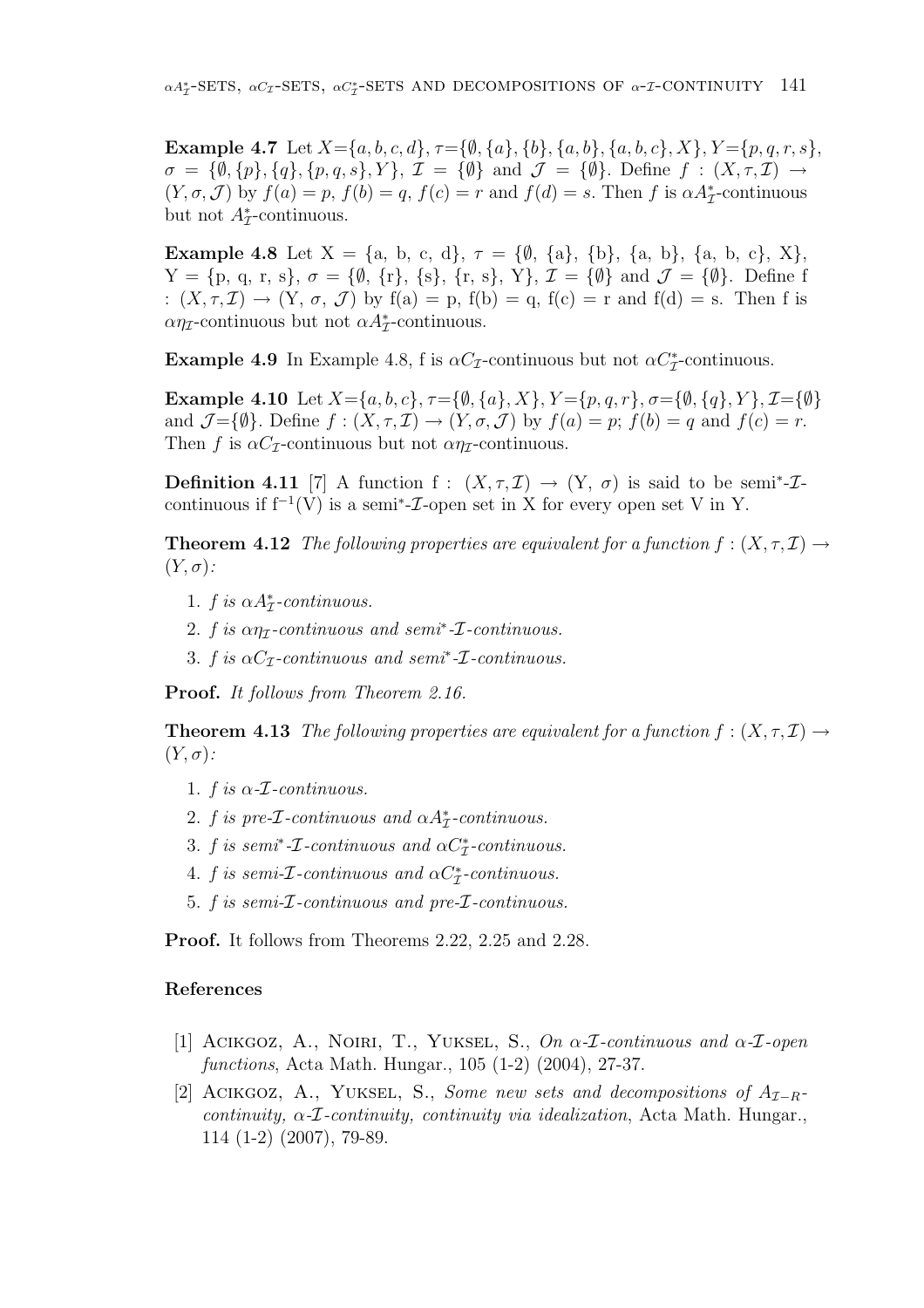**Example 4.7** Let $X=\{a,b,c,d\}$, $\tau=\{\emptyset,\{a\},\{b\},\{a,b\},\{a,b,c\},X\}$, $Y=\{p,q,r,s\}$, $\sigma=\{\emptyset,\{p\},\{q\},\{p,q,s\},Y\}$, $\mathcal{I}=\{\emptyset\}$ and $\mathcal{J}=\{\emptyset\}$. Define $f:(X,\tau,\mathcal{I})\to(Y,\sigma,\mathcal{J})$ by $f(a)=p$, $f(b)=q$, $f(c)=r$ and $f(d)=s$. Then $f$ is $\alpha A^*_{\mathcal{I}}$-continuous but not $A^*_{\mathcal{I}}$-continuous.

**Example 4.8** Let X = {a, b, c, d}, $\tau=\{\emptyset,\{a\},\{b\},\{a,b\},\{a,b,c\},X\}$, Y = {p, q, r, s}, $\sigma=\{\emptyset,\{r\},\{s\},\{r,s\},Y\}$, $\mathcal{I}=\{\emptyset\}$ and $\mathcal{J}=\{\emptyset\}$. Define f : $(X,\tau,\mathcal{I})\to(Y,\sigma,\mathcal{J})$ by f(a) = p, f(b) = q, f(c) = r and f(d) = s. Then f is $\alpha\eta_{\mathcal{I}}$-continuous but not $\alpha A^*_{\mathcal{I}}$-continuous.

**Example 4.9** In Example 4.8, f is $\alpha C_{\mathcal{I}}$-continuous but not $\alpha C^*_{\mathcal{I}}$-continuous.

**Example 4.10** Let $X=\{a,b,c\}$, $\tau=\{\emptyset,\{a\},X\}$, $Y=\{p,q,r\}$, $\sigma=\{\emptyset,\{q\},Y\}$, $\mathcal{I}=\{\emptyset\}$ and $\mathcal{J}=\{\emptyset\}$. Define $f:(X,\tau,\mathcal{I})\to(Y,\sigma,\mathcal{J})$ by $f(a)=p$; $f(b)=q$ and $f(c)=r$. Then $f$ is $\alpha C_{\mathcal{I}}$-continuous but not $\alpha\eta_{\mathcal{I}}$-continuous.

**Definition 4.11** [7] A function f : $(X,\tau,\mathcal{I})\to(Y,\sigma)$ is said to be semi*-$\mathcal{I}$-continuous if $f^{-1}(V)$ is a semi*-$\mathcal{I}$-open set in X for every open set V in Y.

**Theorem 4.12** *The following properties are equivalent for a function $f:(X,\tau,\mathcal{I})\to(Y,\sigma)$:*

1. *$f$ is $\alpha A^*_{\mathcal{I}}$-continuous.*
2. *$f$ is $\alpha\eta_{\mathcal{I}}$-continuous and semi*-$\mathcal{I}$-continuous.*
3. *$f$ is $\alpha C_{\mathcal{I}}$-continuous and semi*-$\mathcal{I}$-continuous.*

**Proof.** *It follows from Theorem 2.16.*

**Theorem 4.13** *The following properties are equivalent for a function $f:(X,\tau,\mathcal{I})\to(Y,\sigma)$:*

1. *$f$ is $\alpha$-$\mathcal{I}$-continuous.*
2. *$f$ is pre-$\mathcal{I}$-continuous and $\alpha A^*_{\mathcal{I}}$-continuous.*
3. *$f$ is semi*-$\mathcal{I}$-continuous and $\alpha C^*_{\mathcal{I}}$-continuous.*
4. *$f$ is semi-$\mathcal{I}$-continuous and $\alpha C^*_{\mathcal{I}}$-continuous.*
5. *$f$ is semi-$\mathcal{I}$-continuous and pre-$\mathcal{I}$-continuous.*

**Proof.** It follows from Theorems 2.22, 2.25 and 2.28.

## References

[1] Acikgoz, A., Noiri, T., Yuksel, S., *On $\alpha$-$\mathcal{I}$-continuous and $\alpha$-$\mathcal{I}$-open functions*, Acta Math. Hungar., 105 (1-2) (2004), 27-37.

[2] Acikgoz, A., Yuksel, S., *Some new sets and decompositions of $A_{\mathcal{I}-R}$-continuity, $\alpha$-$\mathcal{I}$-continuity, continuity via idealization*, Acta Math. Hungar., 114 (1-2) (2007), 79-89.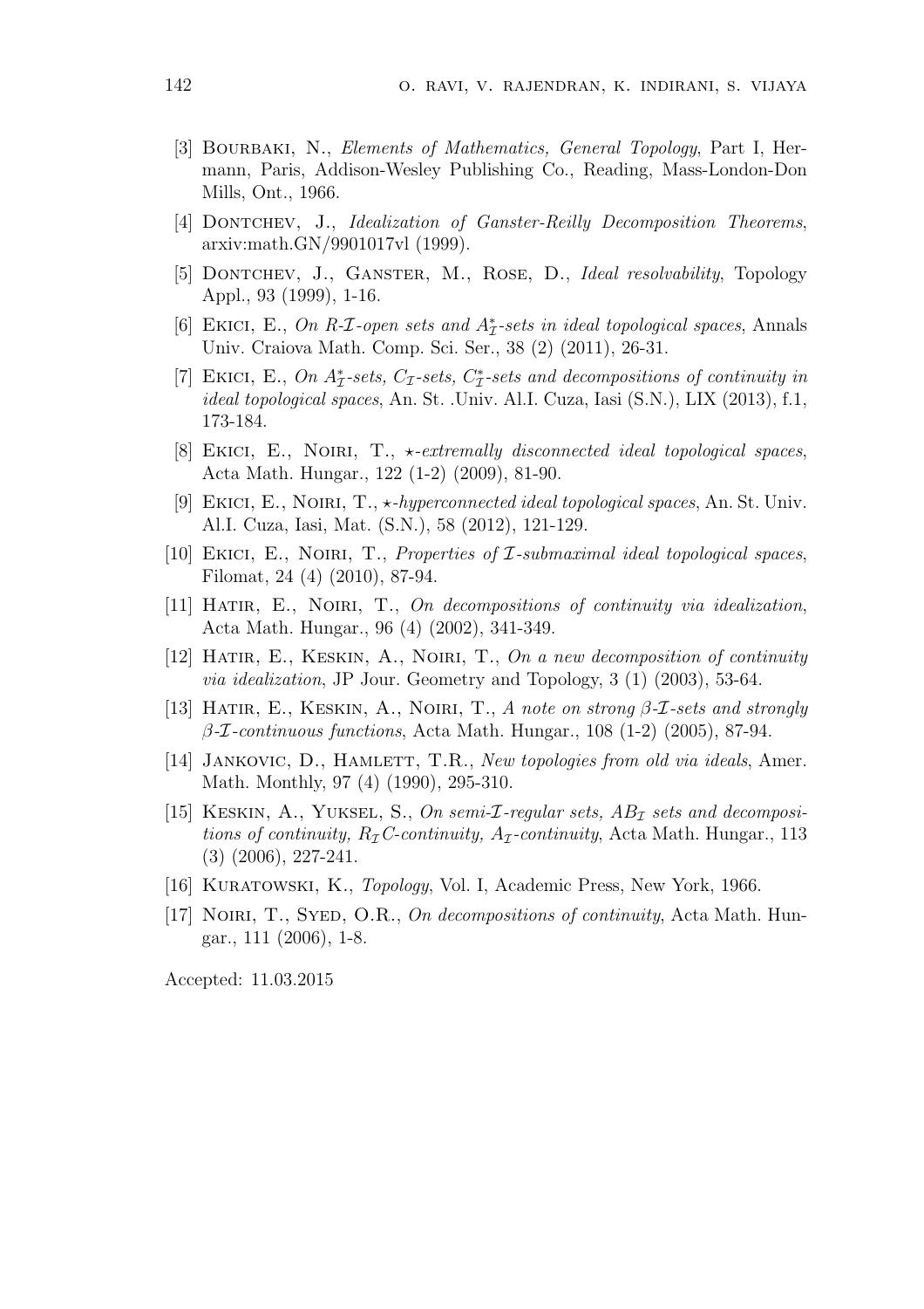[3] Bourbaki, N., *Elements of Mathematics, General Topology*, Part I, Hermann, Paris, Addison-Wesley Publishing Co., Reading, Mass-London-Don Mills, Ont., 1966.

[4] Dontchev, J., *Idealization of Ganster-Reilly Decomposition Theorems*, arxiv:math.GN/9901017vl (1999).

[5] Dontchev, J., Ganster, M., Rose, D., *Ideal resolvability*, Topology Appl., 93 (1999), 1-16.

[6] Ekici, E., *On R-$\mathcal{I}$-open sets and $A^*_{\mathcal{I}}$-sets in ideal topological spaces*, Annals Univ. Craiova Math. Comp. Sci. Ser., 38 (2) (2011), 26-31.

[7] Ekici, E., *On $A^*_{\mathcal{I}}$-sets, $C_{\mathcal{I}}$-sets, $C^*_{\mathcal{I}}$-sets and decompositions of continuity in ideal topological spaces*, An. St. .Univ. Al.I. Cuza, Iasi (S.N.), LIX (2013), f.1, 173-184.

[8] Ekici, E., Noiri, T., *$\star$-extremally disconnected ideal topological spaces*, Acta Math. Hungar., 122 (1-2) (2009), 81-90.

[9] Ekici, E., Noiri, T., *$\star$-hyperconnected ideal topological spaces*, An. St. Univ. Al.I. Cuza, Iasi, Mat. (S.N.), 58 (2012), 121-129.

[10] Ekici, E., Noiri, T., *Properties of $\mathcal{I}$-submaximal ideal topological spaces*, Filomat, 24 (4) (2010), 87-94.

[11] Hatir, E., Noiri, T., *On decompositions of continuity via idealization*, Acta Math. Hungar., 96 (4) (2002), 341-349.

[12] Hatir, E., Keskin, A., Noiri, T., *On a new decomposition of continuity via idealization*, JP Jour. Geometry and Topology, 3 (1) (2003), 53-64.

[13] Hatir, E., Keskin, A., Noiri, T., *A note on strong $\beta$-$\mathcal{I}$-sets and strongly $\beta$-$\mathcal{I}$-continuous functions*, Acta Math. Hungar., 108 (1-2) (2005), 87-94.

[14] Jankovic, D., Hamlett, T.R., *New topologies from old via ideals*, Amer. Math. Monthly, 97 (4) (1990), 295-310.

[15] Keskin, A., Yuksel, S., *On semi-$\mathcal{I}$-regular sets, $AB_{\mathcal{I}}$ sets and decompositions of continuity, $R_{\mathcal{I}}C$-continuity, $A_{\mathcal{I}}$-continuity*, Acta Math. Hungar., 113 (3) (2006), 227-241.

[16] Kuratowski, K., *Topology*, Vol. I, Academic Press, New York, 1966.

[17] Noiri, T., Syed, O.R., *On decompositions of continuity*, Acta Math. Hungar., 111 (2006), 1-8.

Accepted: 11.03.2015